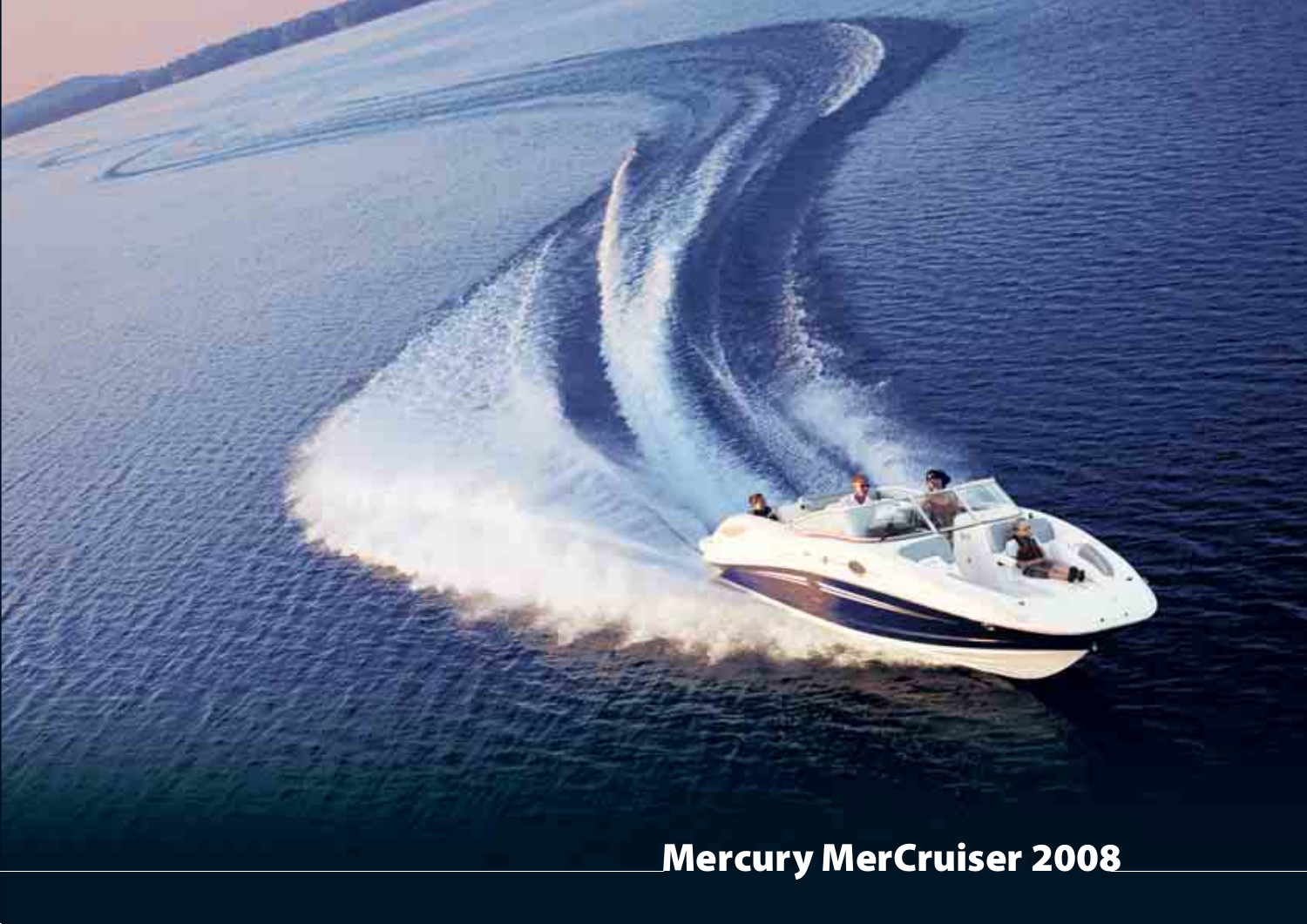# Mercury MerCruiser 2008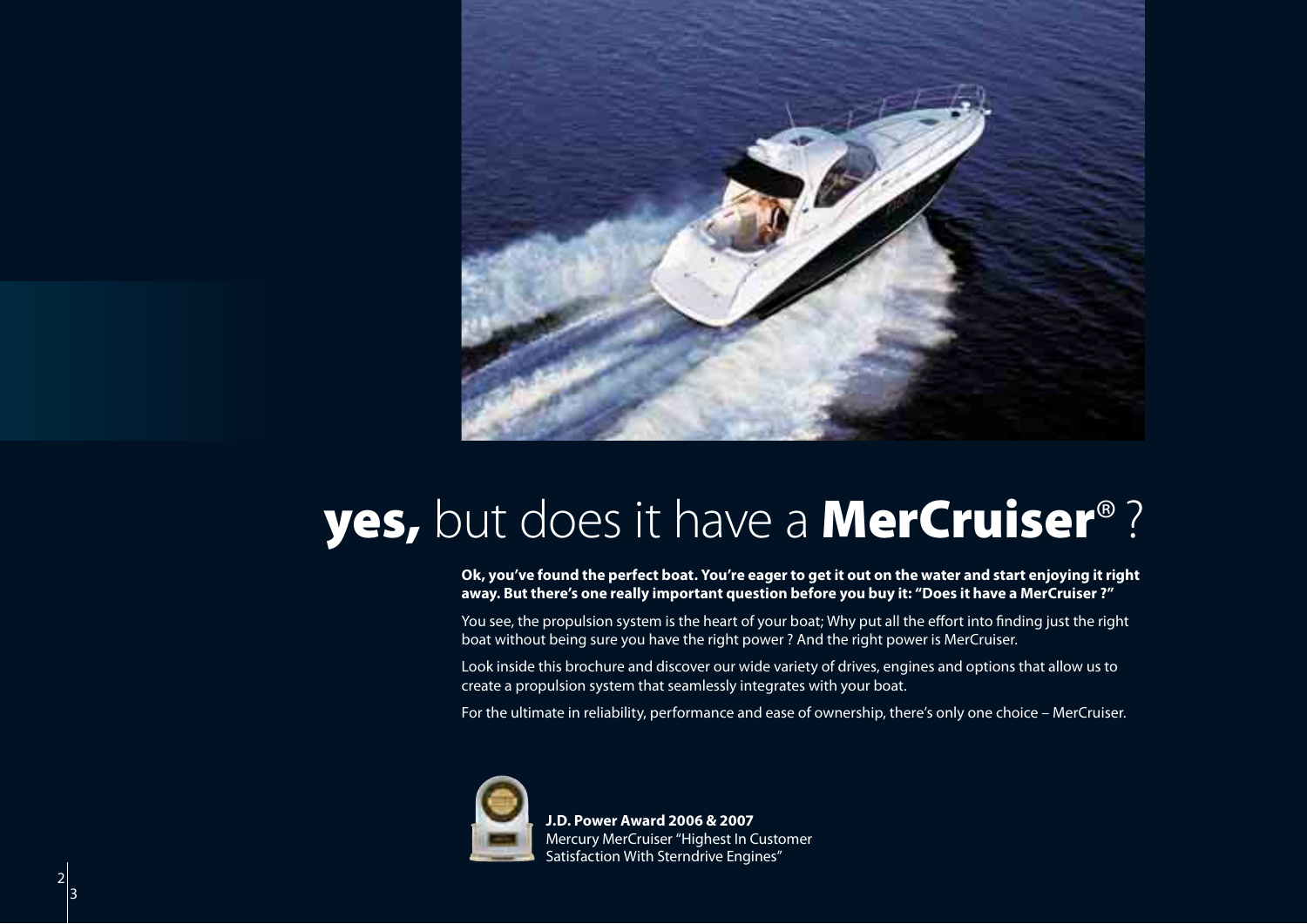# **yes,** but does it have a **MerCruiser®** ?

**Ok, you've found the perfect boat. You're eager to get it out on the water and start enjoying it right away. But there's one really important question before you buy it: "Does it have a MerCruiser ?"**

You see, the propulsion system is the heart of your boat; Why put all the effort into finding just the right boat without being sure you have the right power ? And the right power is MerCruiser.

Look inside this brochure and discover our wide variety of drives, engines and options that allow us to create a propulsion system that seamlessly integrates with your boat.

For the ultimate in reliability, performance and ease of ownership, there's only one choice – MerCruiser.

**J.D. Power Award 2006 & 2007**
Mercury MerCruiser "Highest In Customer Satisfaction With Sterndrive Engines"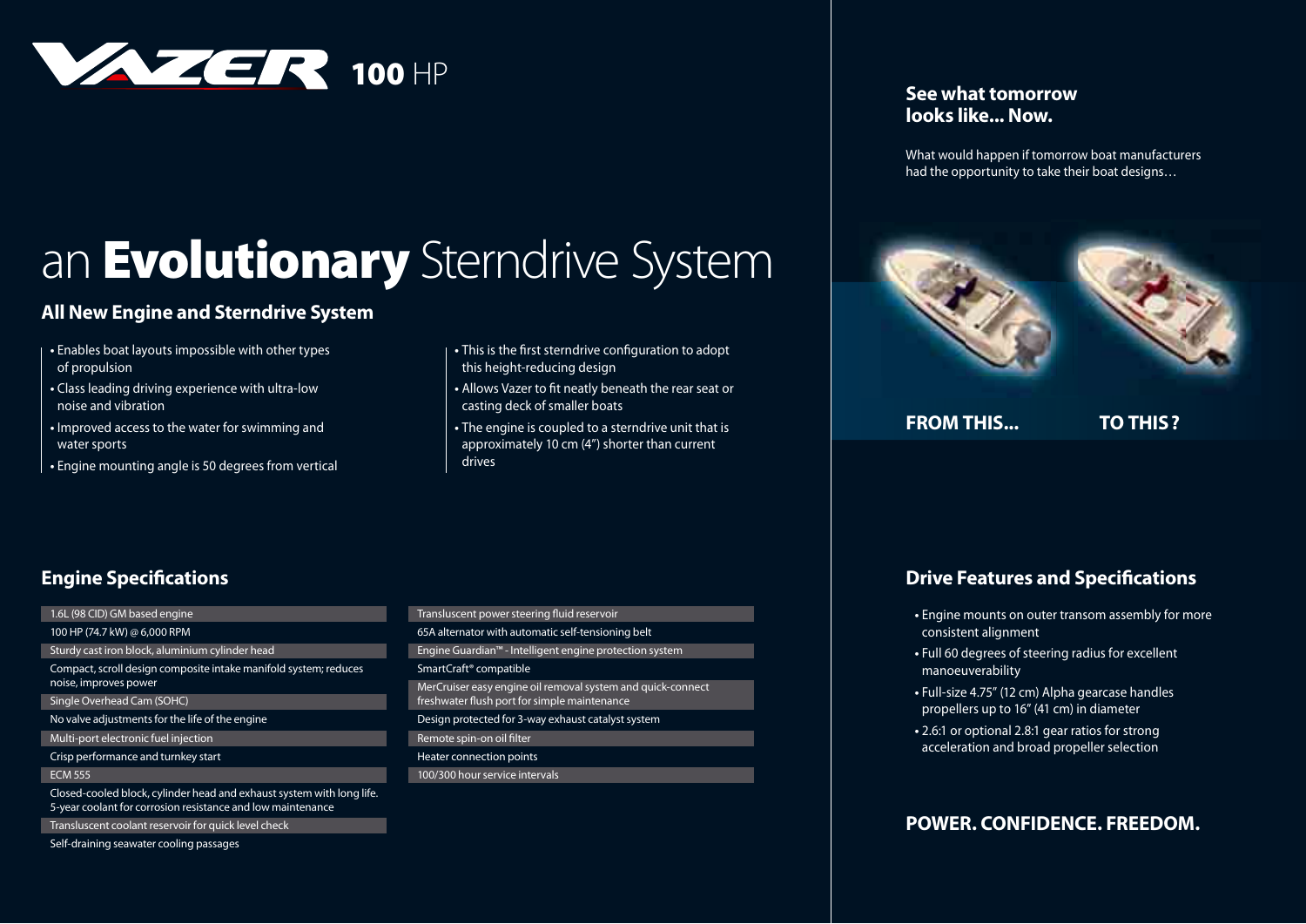# VAZER 100 HP

# an **Evolutionary** Sterndrive System

## All New Engine and Sterndrive System

- Enables boat layouts impossible with other types of propulsion
- Class leading driving experience with ultra-low noise and vibration
- Improved access to the water for swimming and water sports
- Engine mounting angle is 50 degrees from vertical
- This is the first sterndrive configuration to adopt this height-reducing design
- Allows Vazer to fit neatly beneath the rear seat or casting deck of smaller boats
- The engine is coupled to a sterndrive unit that is approximately 10 cm (4") shorter than current drives

## Engine Specifications

- 1.6L (98 CID) GM based engine
- 100 HP (74.7 kW) @ 6,000 RPM
- Sturdy cast iron block, aluminium cylinder head
- Compact, scroll design composite intake manifold system; reduces noise, improves power
- Single Overhead Cam (SOHC)
- No valve adjustments for the life of the engine
- Multi-port electronic fuel injection
- Crisp performance and turnkey start
- ECM 555
- Closed-cooled block, cylinder head and exhaust system with long life. 5-year coolant for corrosion resistance and low maintenance
- Translucent coolant reservoir for quick level check
- Self-draining seawater cooling passages
- Transluscent power steering fluid reservoir
- 65A alternator with automatic self-tensioning belt
- Engine Guardian™ - Intelligent engine protection system
- SmartCraft® compatible
- MerCruiser easy engine oil removal system and quick-connect freshwater flush port for simple maintenance
- Design protected for 3-way exhaust catalyst system
- Remote spin-on oil filter
- Heater connection points
- 100/300 hour service intervals

## See what tomorrow looks like... Now.

What would happen if tomorrow boat manufacturers had the opportunity to take their boat designs…

**FROM THIS...** **TO THIS?**

## Drive Features and Specifications

- Engine mounts on outer transom assembly for more consistent alignment
- Full 60 degrees of steering radius for excellent manoeuverability
- Full-size 4.75" (12 cm) Alpha gearcase handles propellers up to 16" (41 cm) in diameter
- 2.6:1 or optional 2.8:1 gear ratios for strong acceleration and broad propeller selection

**POWER. CONFIDENCE. FREEDOM.**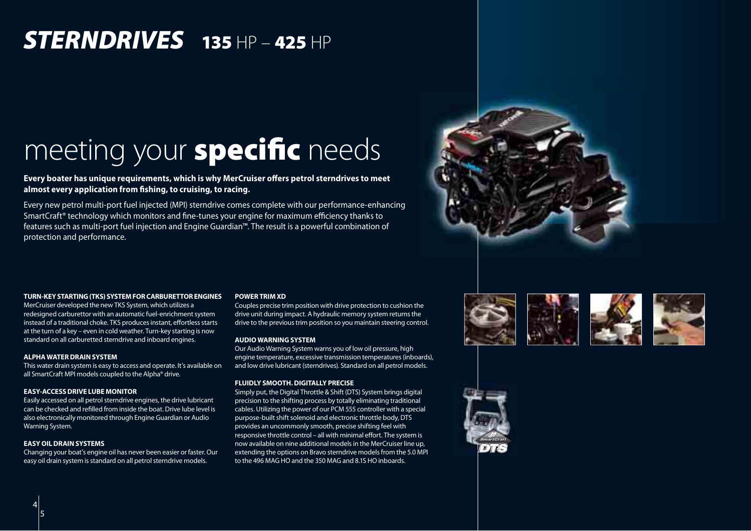# STERNDRIVES 135 HP – 425 HP

## meeting your **specific** needs

**Every boater has unique requirements, which is why MerCruiser offers petrol sterndrives to meet almost every application from fishing, to cruising, to racing.**

Every new petrol multi-port fuel injected (MPI) sterndrive comes complete with our performance-enhancing SmartCraft® technology which monitors and fine-tunes your engine for maximum efficiency thanks to features such as multi-port fuel injection and Engine Guardian™. The result is a powerful combination of protection and performance.

**TURN-KEY STARTING (TKS) SYSTEM FOR CARBURETTOR ENGINES**
MerCruiser developed the new TKS System, which utilizes a redesigned carburettor with an automatic fuel-enrichment system instead of a traditional choke. TKS produces instant, effortless starts at the turn of a key – even in cold weather. Turn-key starting is now standard on all carburetted sterndrive and inboard engines.

**ALPHA WATER DRAIN SYSTEM**
This water drain system is easy to access and operate. It's available on all SmartCraft MPI models coupled to the Alpha® drive.

**EASY-ACCESS DRIVE LUBE MONITOR**
Easily accessed on all petrol sterndrive engines, the drive lubricant can be checked and refilled from inside the boat. Drive lube level is also electronically monitored through Engine Guardian or Audio Warning System.

**EASY OIL DRAIN SYSTEMS**
Changing your boat's engine oil has never been easier or faster. Our easy oil drain system is standard on all petrol sterndrive models.

**POWER TRIM XD**
Couples precise trim position with drive protection to cushion the drive unit during impact. A hydraulic memory system returns the drive to the previous trim position so you maintain steering control.

**AUDIO WARNING SYSTEM**
Our Audio Warning System warns you of low oil pressure, high engine temperature, excessive transmission temperatures (inboards), and low drive lubricant (sterndrives). Standard on all petrol models.

**FLUIDLY SMOOTH. DIGITALLY PRECISE**
Simply put, the Digital Throttle & Shift (DTS) System brings digital precision to the shifting process by totally eliminating traditional cables. Utilizing the power of our PCM 555 controller with a special purpose-built shift solenoid and electronic throttle body, DTS provides an uncommonly smooth, precise shifting feel with responsive throttle control – all with minimal effort. The system is now available on nine additional models in the MerCruiser line up, extending the options on Bravo sterndrive models from the 5.0 MPI to the 496 MAG HO and the 350 MAG and 8.1S HO inboards.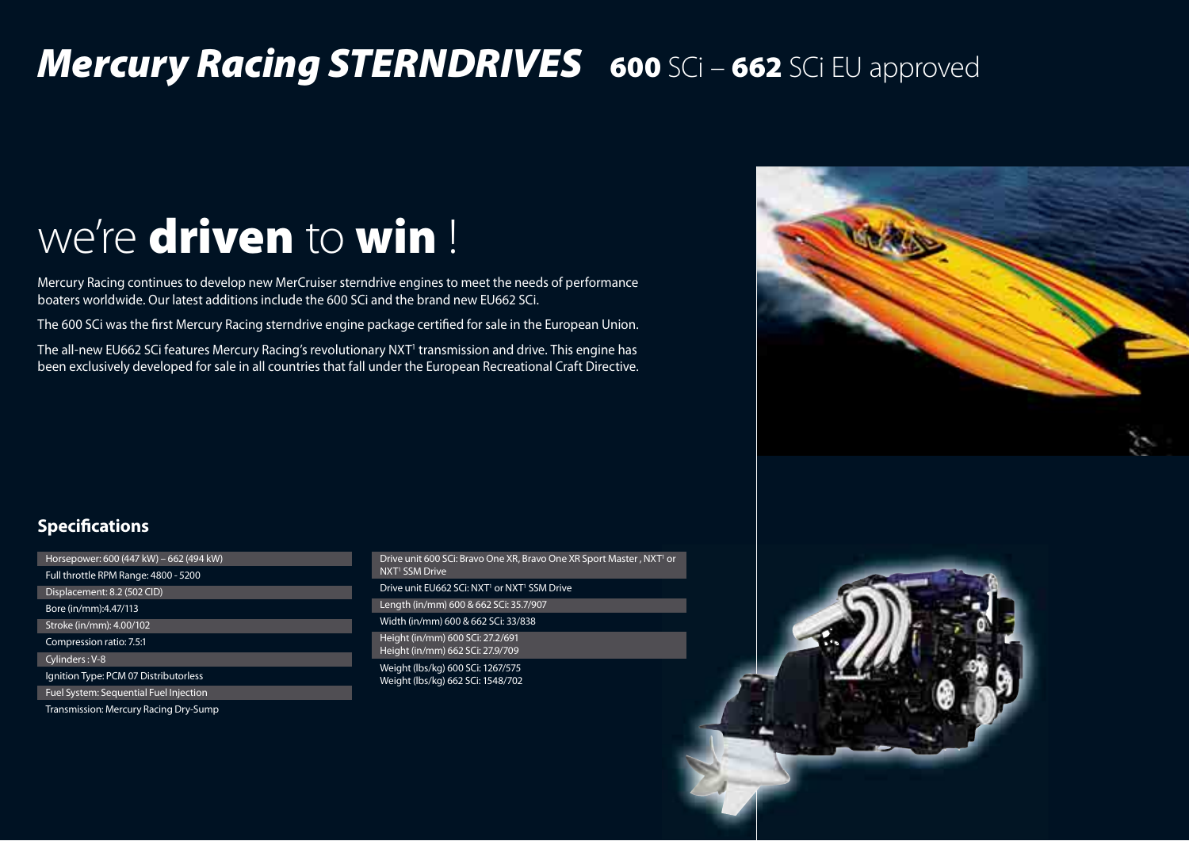# *Mercury Racing STERNDRIVES* **600** SCi – **662** SCi EU approved

## we're **driven** to **win** !

Mercury Racing continues to develop new MerCruiser sterndrive engines to meet the needs of performance boaters worldwide. Our latest additions include the 600 SCi and the brand new EU662 SCi.

The 600 SCi was the first Mercury Racing sterndrive engine package certified for sale in the European Union.

The all-new EU662 SCi features Mercury Racing's revolutionary NXT[1] transmission and drive. This engine has been exclusively developed for sale in all countries that fall under the European Recreational Craft Directive.

### Specifications

- Horsepower: 600 (447 kW) – 662 (494 kW)
- Full throttle RPM Range: 4800 - 5200
- Displacement: 8.2 (502 CID)
- Bore (in/mm):4.47/113
- Stroke (in/mm): 4.00/102
- Compression ratio: 7.5:1
- Cylinders : V-8
- Ignition Type: PCM 07 Distributorless
- Fuel System: Sequential Fuel Injection
- Transmission: Mercury Racing Dry-Sump
- Drive unit 600 SCi: Bravo One XR, Bravo One XR Sport Master , NXT[1] or NXT[1] SSM Drive
- Drive unit EU662 SCi: NXT[1] or NXT[1] SSM Drive
- Length (in/mm) 600 & 662 SCi: 35.7/907
- Width (in/mm) 600 & 662 SCi: 33/838
- Height (in/mm) 600 SCi: 27.2/691
  Height (in/mm) 662 SCi: 27.9/709
- Weight (lbs/kg) 600 SCi: 1267/575
  Weight (lbs/kg) 662 SCi: 1548/702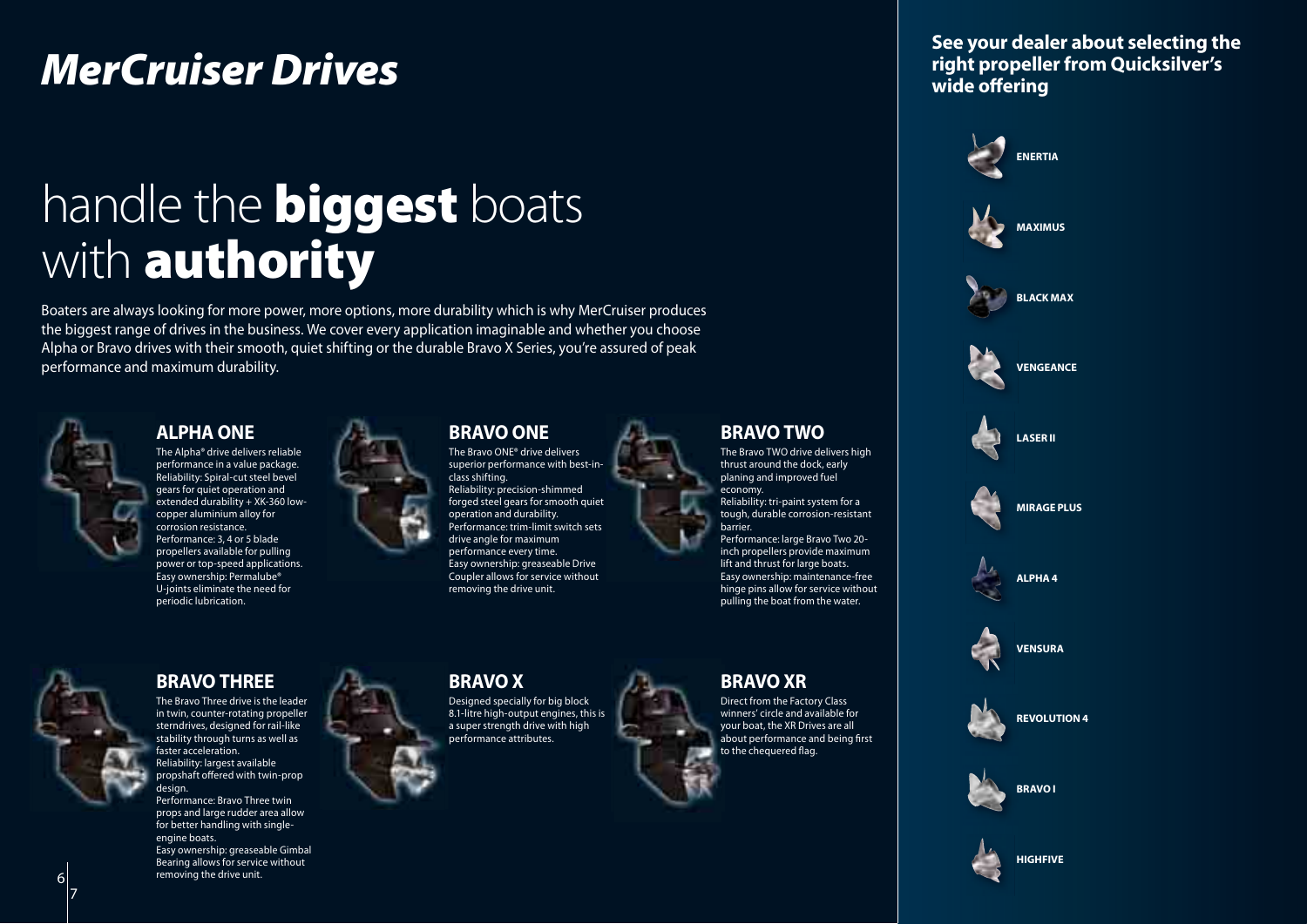# *MerCruiser Drives*

## handle the **biggest** boats with **authority**

Boaters are always looking for more power, more options, more durability which is why MerCruiser produces the biggest range of drives in the business. We cover every application imaginable and whether you choose Alpha or Bravo drives with their smooth, quiet shifting or the durable Bravo X Series, you're assured of peak performance and maximum durability.

### ALPHA ONE

The Alpha® drive delivers reliable performance in a value package.
Reliability: Spiral-cut steel bevel gears for quiet operation and extended durability + XK-360 low-copper aluminium alloy for corrosion resistance.
Performance: 3, 4 or 5 blade propellers available for pulling power or top-speed applications.
Easy ownership: Permalube® U-joints eliminate the need for periodic lubrication.

### BRAVO ONE

The Bravo ONE® drive delivers superior performance with best-in-class shifting.
Reliability: precision-shimmed forged steel gears for smooth quiet operation and durability.
Performance: trim-limit switch sets drive angle for maximum performance every time.
Easy ownership: greaseable Drive Coupler allows for service without removing the drive unit.

### BRAVO TWO

The Bravo TWO drive delivers high thrust around the dock, early planing and improved fuel economy.
Reliability: tri-paint system for a tough, durable corrosion-resistant barrier.
Performance: large Bravo Two 20-inch propellers provide maximum lift and thrust for large boats.
Easy ownership: maintenance-free hinge pins allow for service without pulling the boat from the water.

### BRAVO THREE

The Bravo Three drive is the leader in twin, counter-rotating propeller sterndrives, designed for rail-like stability through turns as well as faster acceleration.
Reliability: largest available propshaft offered with twin-prop design.
Performance: Bravo Three twin props and large rudder area allow for better handling with single-engine boats.
Easy ownership: greaseable Gimbal Bearing allows for service without removing the drive unit.

### BRAVO X

Designed specially for big block 8.1-litre high-output engines, this is a super strength drive with high performance attributes.

### BRAVO XR

Direct from the Factory Class winners' circle and available for your boat, the XR Drives are all about performance and being first to the chequered flag.

**See your dealer about selecting the right propeller from Quicksilver's wide offering**

- ENERTIA
- MAXIMUS
- BLACK MAX
- VENGEANCE
- LASER II
- MIRAGE PLUS
- ALPHA 4
- VENSURA
- REVOLUTION 4
- BRAVO I
- HIGHFIVE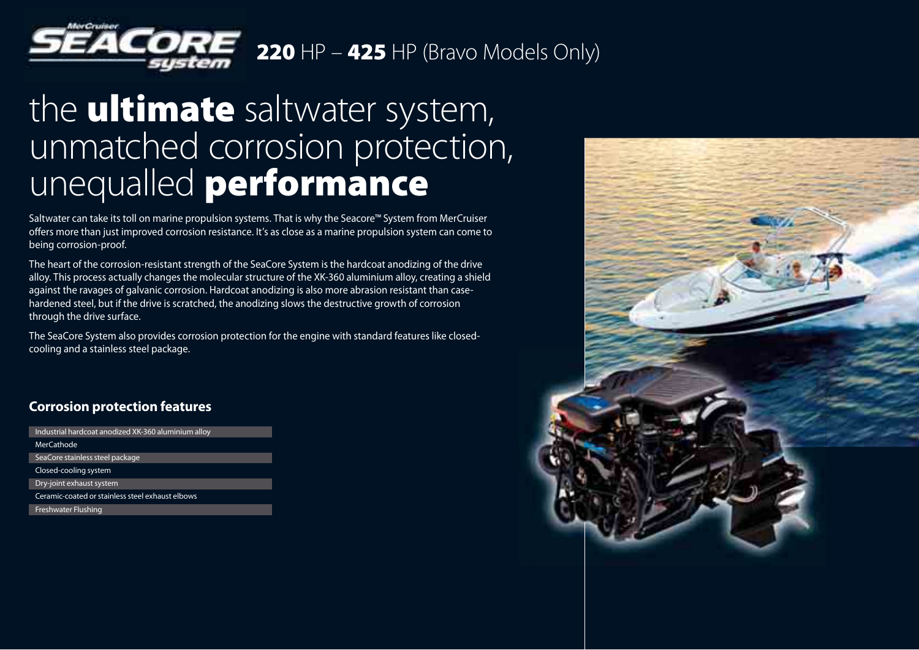MerCruiser SEACORE system

**220** HP – **425** HP (Bravo Models Only)

# the **ultimate** saltwater system, unmatched corrosion protection, unequalled **performance**

Saltwater can take its toll on marine propulsion systems. That is why the Seacore™ System from MerCruiser offers more than just improved corrosion resistance. It's as close as a marine propulsion system can come to being corrosion-proof.

The heart of the corrosion-resistant strength of the SeaCore System is the hardcoat anodizing of the drive alloy. This process actually changes the molecular structure of the XK-360 aluminium alloy, creating a shield against the ravages of galvanic corrosion. Hardcoat anodizing is also more abrasion resistant than case-hardened steel, but if the drive is scratched, the anodizing slows the destructive growth of corrosion through the drive surface.

The SeaCore System also provides corrosion protection for the engine with standard features like closed-cooling and a stainless steel package.

## Corrosion protection features

- Industrial hardcoat anodized XK-360 aluminium alloy
- MerCathode
- SeaCore stainless steel package
- Closed-cooling system
- Dry-joint exhaust system
- Ceramic-coated or stainless steel exhaust elbows
- Freshwater Flushing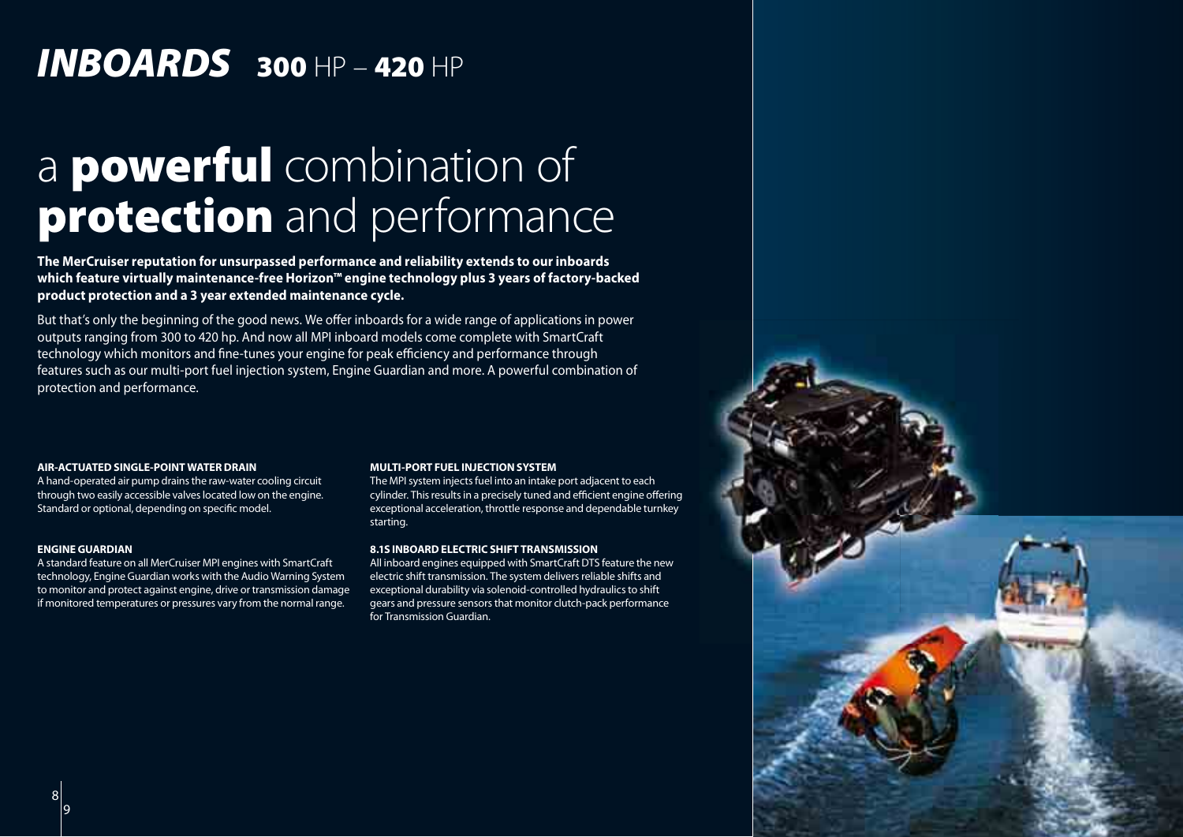# *INBOARDS* **300** HP – **420** HP

## a **powerful** combination of **protection** and performance

**The MerCruiser reputation for unsurpassed performance and reliability extends to our inboards which feature virtually maintenance-free Horizon™ engine technology plus 3 years of factory-backed product protection and a 3 year extended maintenance cycle.**

But that's only the beginning of the good news. We offer inboards for a wide range of applications in power outputs ranging from 300 to 420 hp. And now all MPI inboard models come complete with SmartCraft technology which monitors and fine-tunes your engine for peak efficiency and performance through features such as our multi-port fuel injection system, Engine Guardian and more. A powerful combination of protection and performance.

#### AIR-ACTUATED SINGLE-POINT WATER DRAIN

A hand-operated air pump drains the raw-water cooling circuit through two easily accessible valves located low on the engine. Standard or optional, depending on specific model.

#### ENGINE GUARDIAN

A standard feature on all MerCruiser MPI engines with SmartCraft technology, Engine Guardian works with the Audio Warning System to monitor and protect against engine, drive or transmission damage if monitored temperatures or pressures vary from the normal range.

#### MULTI-PORT FUEL INJECTION SYSTEM

The MPI system injects fuel into an intake port adjacent to each cylinder. This results in a precisely tuned and efficient engine offering exceptional acceleration, throttle response and dependable turnkey starting.

#### 8.1S INBOARD ELECTRIC SHIFT TRANSMISSION

All inboard engines equipped with SmartCraft DTS feature the new electric shift transmission. The system delivers reliable shifts and exceptional durability via solenoid-controlled hydraulics to shift gears and pressure sensors that monitor clutch-pack performance for Transmission Guardian.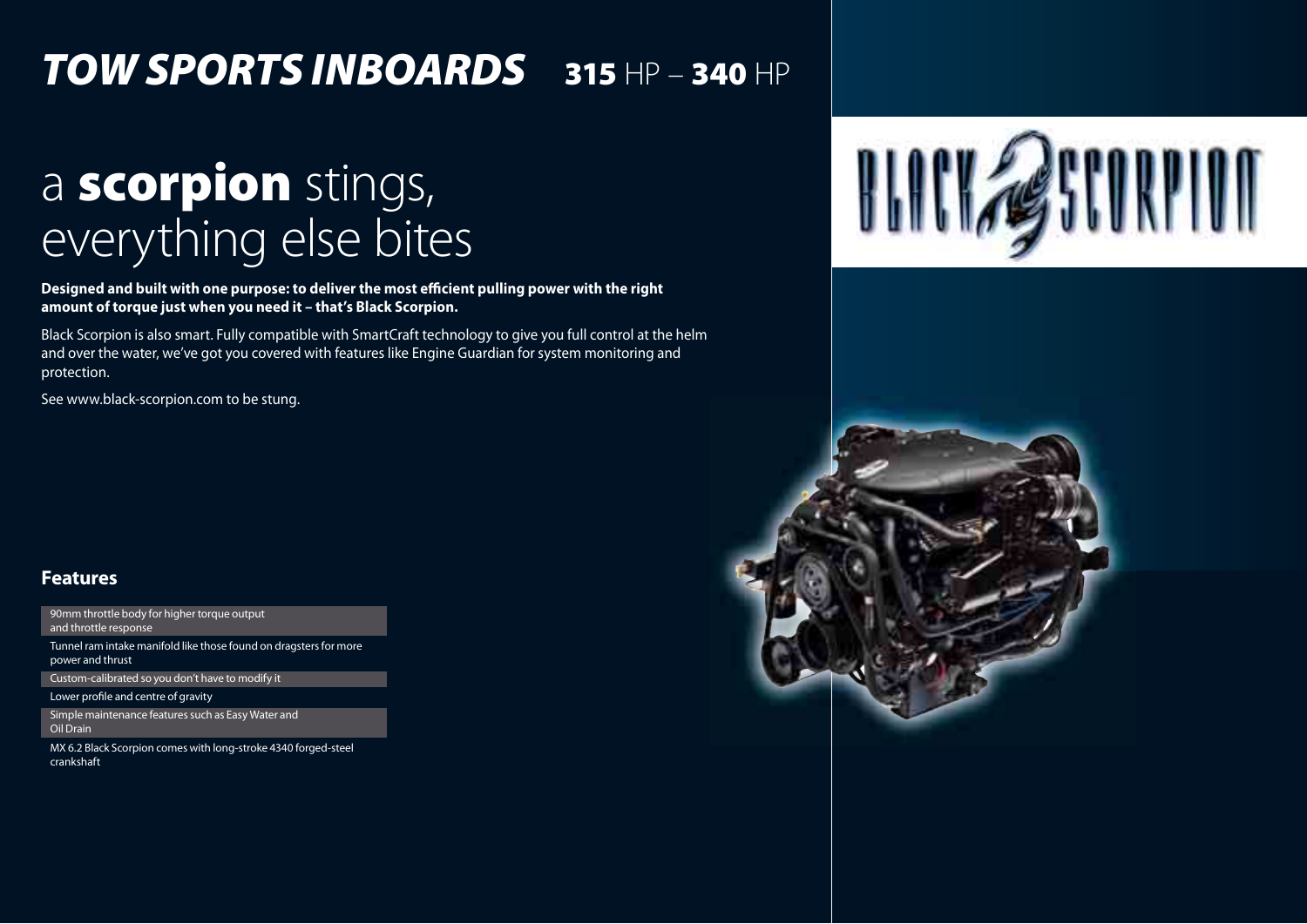# *TOW SPORTS INBOARDS* **315** HP – **340** HP

## a **scorpion** stings, everything else bites

**Designed and built with one purpose: to deliver the most efficient pulling power with the right amount of torque just when you need it – that's Black Scorpion.**

Black Scorpion is also smart. Fully compatible with SmartCraft technology to give you full control at the helm and over the water, we've got you covered with features like Engine Guardian for system monitoring and protection.

See www.black-scorpion.com to be stung.

BLACK SCORPION

### Features

- 90mm throttle body for higher torque output and throttle response
- Tunnel ram intake manifold like those found on dragsters for more power and thrust
- Custom-calibrated so you don't have to modify it
- Lower profile and centre of gravity
- Simple maintenance features such as Easy Water and Oil Drain
- MX 6.2 Black Scorpion comes with long-stroke 4340 forged-steel crankshaft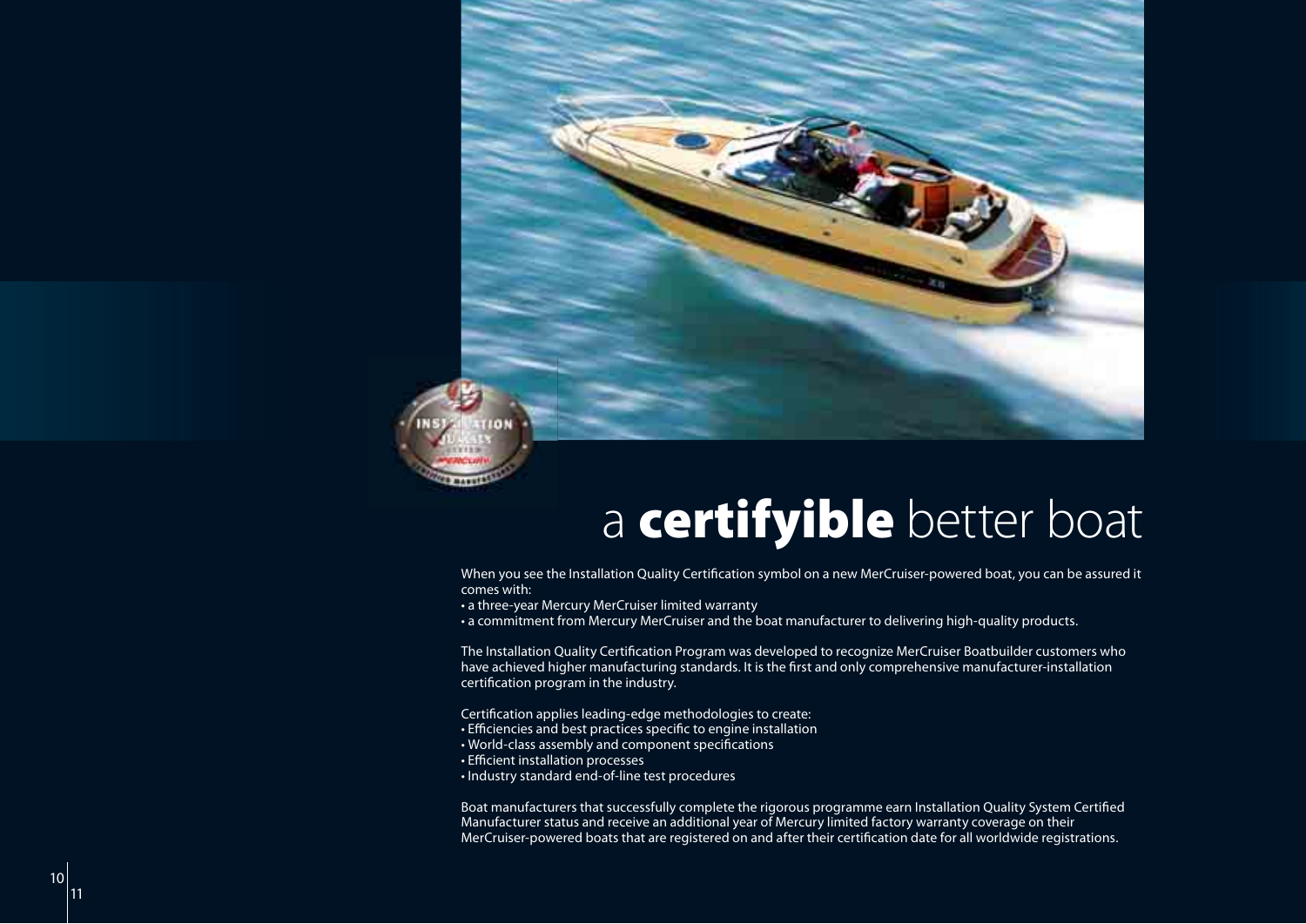# a **certifyible** better boat

When you see the Installation Quality Certification symbol on a new MerCruiser-powered boat, you can be assured it comes with:

- a three-year Mercury MerCruiser limited warranty
- a commitment from Mercury MerCruiser and the boat manufacturer to delivering high-quality products.

The Installation Quality Certification Program was developed to recognize MerCruiser Boatbuilder customers who have achieved higher manufacturing standards. It is the first and only comprehensive manufacturer-installation certification program in the industry.

Certification applies leading-edge methodologies to create:

- Efficiencies and best practices specific to engine installation
- World-class assembly and component specifications
- Efficient installation processes
- Industry standard end-of-line test procedures

Boat manufacturers that successfully complete the rigorous programme earn Installation Quality System Certified Manufacturer status and receive an additional year of Mercury limited factory warranty coverage on their MerCruiser-powered boats that are registered on and after their certification date for all worldwide registrations.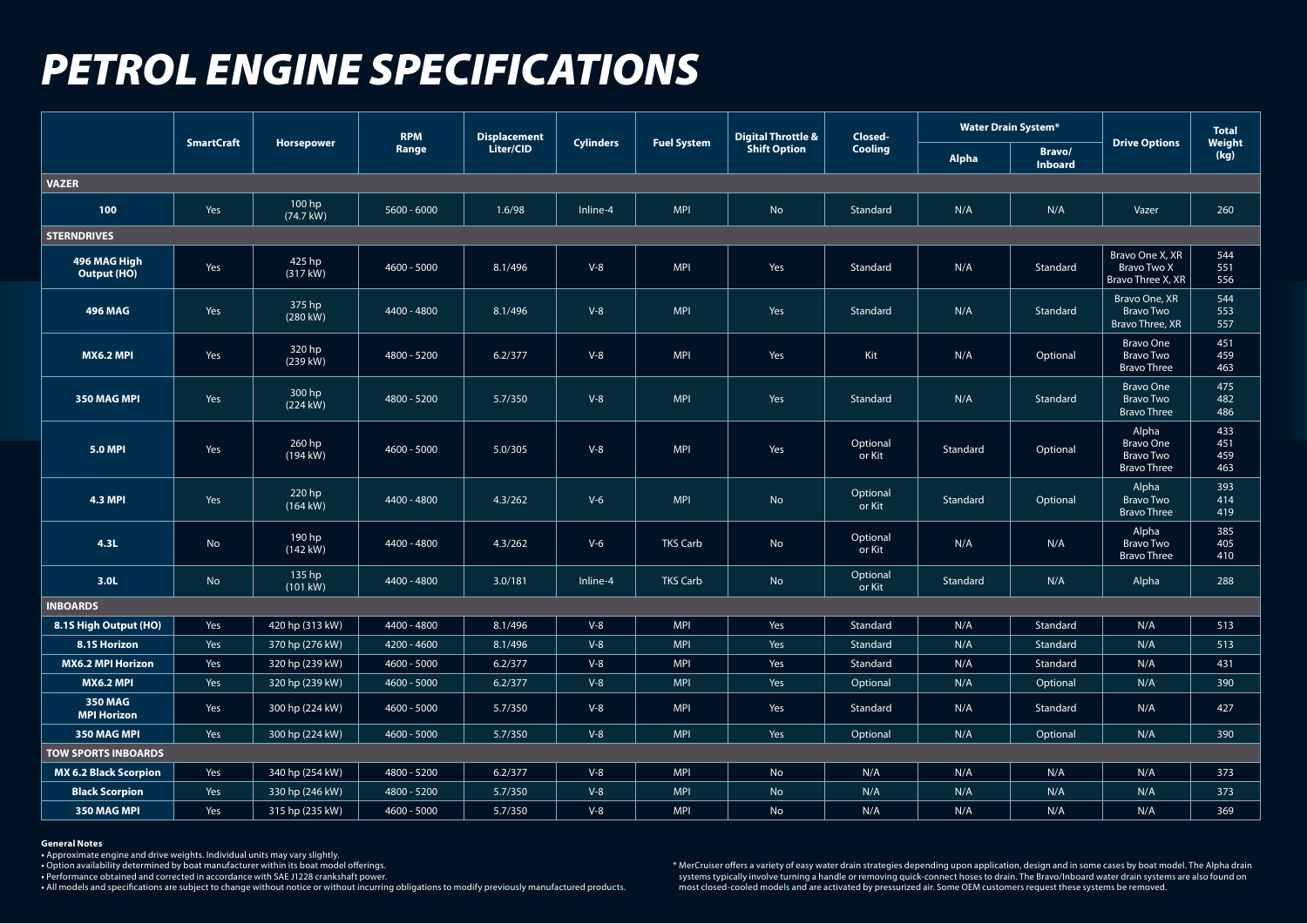# PETROL ENGINE SPECIFICATIONS

| | SmartCraft | Horsepower | RPM Range | Displacement Liter/CID | Cylinders | Fuel System | Digital Throttle & Shift Option | Closed-Cooling | Water Drain System* | | Drive Options | Total Weight (kg) |
|---|---|---|---|---|---|---|---|---|---|---|---|---|
| | | | | | | | | | Alpha | Bravo/ Inboard | | |
| **VAZER** | | | | | | | | | | | | |
| **100** | Yes | 100 hp (74.7 kW) | 5600 - 6000 | 1.6/98 | Inline-4 | MPI | No | Standard | N/A | N/A | Vazer | 260 |
| **STERNDRIVES** | | | | | | | | | | | | |
| **496 MAG High Output (HO)** | Yes | 425 hp (317 kW) | 4600 - 5000 | 8.1/496 | V-8 | MPI | Yes | Standard | N/A | Standard | Bravo One X, XR<br>Bravo Two X<br>Bravo Three X, XR | 544<br>551<br>556 |
| **496 MAG** | Yes | 375 hp (280 kW) | 4400 - 4800 | 8.1/496 | V-8 | MPI | Yes | Standard | N/A | Standard | Bravo One, XR<br>Bravo Two<br>Bravo Three, XR | 544<br>553<br>557 |
| **MX6.2 MPI** | Yes | 320 hp (239 kW) | 4800 - 5200 | 6.2/377 | V-8 | MPI | Yes | Kit | N/A | Optional | Bravo One<br>Bravo Two<br>Bravo Three | 451<br>459<br>463 |
| **350 MAG MPI** | Yes | 300 hp (224 kW) | 4800 - 5200 | 5.7/350 | V-8 | MPI | Yes | Standard | N/A | Standard | Bravo One<br>Bravo Two<br>Bravo Three | 475<br>482<br>486 |
| **5.0 MPI** | Yes | 260 hp (194 kW) | 4600 - 5000 | 5.0/305 | V-8 | MPI | Yes | Optional or Kit | Standard | Optional | Alpha<br>Bravo One<br>Bravo Two<br>Bravo Three | 433<br>451<br>459<br>463 |
| **4.3 MPI** | Yes | 220 hp (164 kW) | 4400 - 4800 | 4.3/262 | V-6 | MPI | No | Optional or Kit | Standard | Optional | Alpha<br>Bravo Two<br>Bravo Three | 393<br>414<br>419 |
| **4.3L** | No | 190 hp (142 kW) | 4400 - 4800 | 4.3/262 | V-6 | TKS Carb | No | Optional or Kit | N/A | N/A | Alpha<br>Bravo Two<br>Bravo Three | 385<br>405<br>410 |
| **3.0L** | No | 135 hp (101 kW) | 4400 - 4800 | 3.0/181 | Inline-4 | TKS Carb | No | Optional or Kit | Standard | N/A | Alpha | 288 |
| **INBOARDS** | | | | | | | | | | | | |
| **8.1S High Output (HO)** | Yes | 420 hp (313 kW) | 4400 - 4800 | 8.1/496 | V-8 | MPI | Yes | Standard | N/A | Standard | N/A | 513 |
| **8.1S Horizon** | Yes | 370 hp (276 kW) | 4200 - 4600 | 8.1/496 | V-8 | MPI | Yes | Standard | N/A | Standard | N/A | 513 |
| **MX6.2 MPI Horizon** | Yes | 320 hp (239 kW) | 4600 - 5000 | 6.2/377 | V-8 | MPI | Yes | Standard | N/A | Standard | N/A | 431 |
| **MX6.2 MPI** | Yes | 320 hp (239 kW) | 4600 - 5000 | 6.2/377 | V-8 | MPI | Yes | Optional | N/A | Optional | N/A | 390 |
| **350 MAG MPI Horizon** | Yes | 300 hp (224 kW) | 4600 - 5000 | 5.7/350 | V-8 | MPI | Yes | Standard | N/A | Standard | N/A | 427 |
| **350 MAG MPI** | Yes | 300 hp (224 kW) | 4600 - 5000 | 5.7/350 | V-8 | MPI | Yes | Optional | N/A | Optional | N/A | 390 |
| **TOW SPORTS INBOARDS** | | | | | | | | | | | | |
| **MX 6.2 Black Scorpion** | Yes | 340 hp (254 kW) | 4800 - 5200 | 6.2/377 | V-8 | MPI | No | N/A | N/A | N/A | N/A | 373 |
| **Black Scorpion** | Yes | 330 hp (246 kW) | 4800 - 5200 | 5.7/350 | V-8 | MPI | No | N/A | N/A | N/A | N/A | 373 |
| **350 MAG MPI** | Yes | 315 hp (235 kW) | 4600 - 5000 | 5.7/350 | V-8 | MPI | No | N/A | N/A | N/A | N/A | 369 |

**General Notes**

- Approximate engine and drive weights. Individual units may vary slightly.
- Option availability determined by boat manufacturer within its boat model offerings.
- Performance obtained and corrected in accordance with SAE J1228 crankshaft power.
- All models and specifications are subject to change without notice or without incurring obligations to modify previously manufactured products.

\* MerCruiser offers a variety of easy water drain strategies depending upon application, design and in some cases by boat model. The Alpha drain systems typically involve turning a handle or removing quick-connect hoses to drain. The Bravo/Inboard water drain systems are also found on most closed-cooled models and are activated by pressurized air. Some OEM customers request these systems be removed.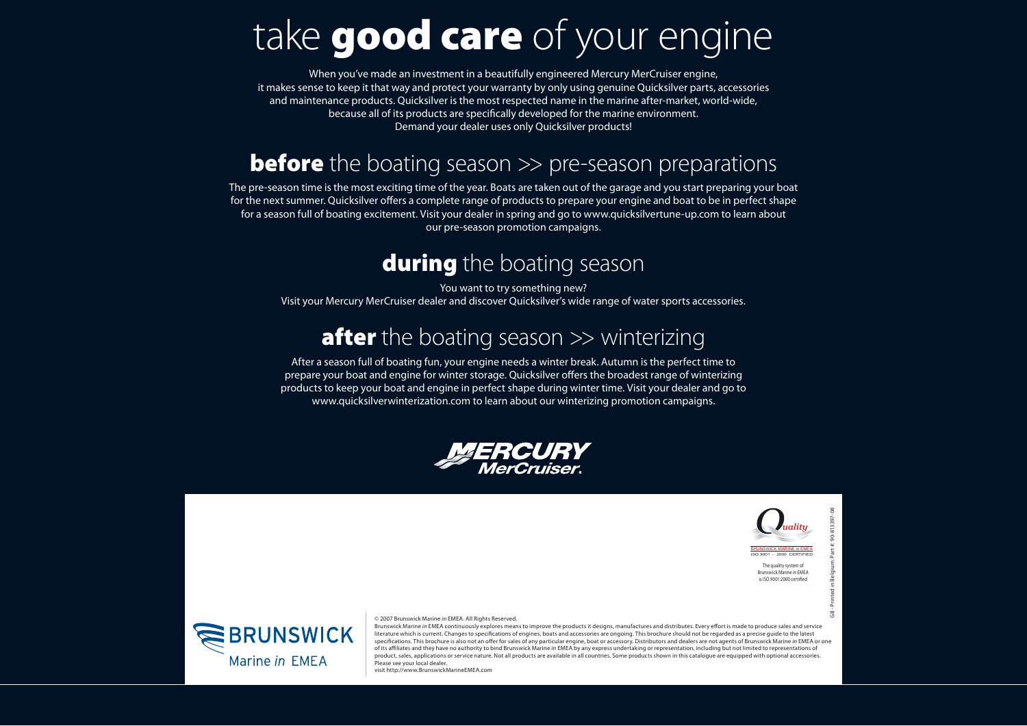# take **good care** of your engine

When you've made an investment in a beautifully engineered Mercury MerCruiser engine, it makes sense to keep it that way and protect your warranty by only using genuine Quicksilver parts, accessories and maintenance products. Quicksilver is the most respected name in the marine after-market, world-wide, because all of its products are specifically developed for the marine environment. Demand your dealer uses only Quicksilver products!

## **before** the boating season >> pre-season preparations

The pre-season time is the most exciting time of the year. Boats are taken out of the garage and you start preparing your boat for the next summer. Quicksilver offers a complete range of products to prepare your engine and boat to be in perfect shape for a season full of boating excitement. Visit your dealer in spring and go to www.quicksilvertune-up.com to learn about our pre-season promotion campaigns.

## **during** the boating season

You want to try something new?
Visit your Mercury MerCruiser dealer and discover Quicksilver's wide range of water sports accessories.

## **after** the boating season >> winterizing

After a season full of boating fun, your engine needs a winter break. Autumn is the perfect time to prepare your boat and engine for winter storage. Quicksilver offers the broadest range of winterizing products to keep your boat and engine in perfect shape during winter time. Visit your dealer and go to www.quicksilverwinterization.com to learn about our winterizing promotion campaigns.

MERCURY MerCruiser.

Quality
BRUNSWICK MARINE in EMEA
ISO 9001 - 2000 CERTIFIED

The quality system of Brunswick Marine *in* EMEA is ISO 9001:2000 certified

GB - Printed in Belgium. Part #: 90-813397-08

BRUNSWICK
Marine *in* EMEA

© 2007 Brunswick Marine *in* EMEA. All Rights Reserved.
Brunswick Marine *in* EMEA continuously explores means to improve the products it designs, manufactures and distributes. Every effort is made to produce sales and service literature which is current. Changes to specifications of engines, boats and accessories are ongoing. This brochure should not be regarded as a precise guide to the latest specifications. This brochure is also not an offer for sales of any particular engine, boat or accessory. Distributors and dealers are not agents of Brunswick Marine *in* EMEA or one of its affiliates and they have no authority to bind Brunswick Marine *in* EMEA by any express undertaking or representation, including but not limited to representations of product, sales, applications or service nature. Not all products are available in all countries. Some products shown in this catalogue are equipped with optional accessories. Please see your local dealer.
visit http://www.BrunswickMarineEMEA.com